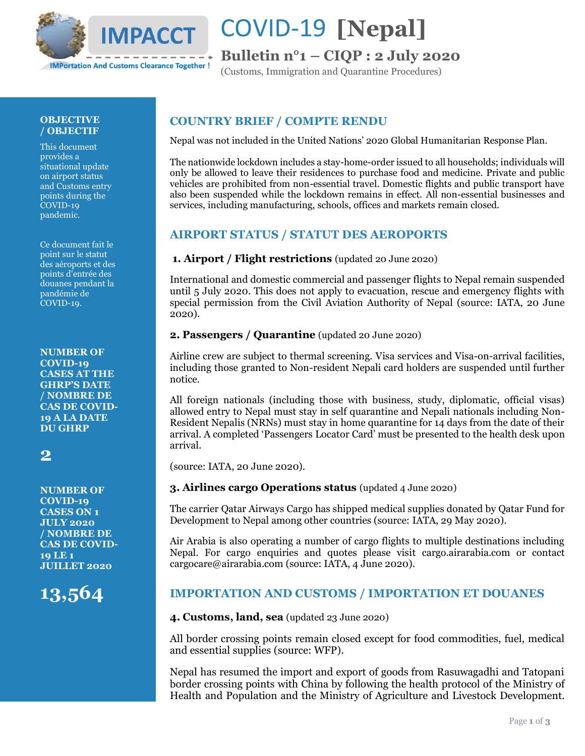# COVID-19 [Nepal]

## Bulletin n°1 – CIQP : 2 July 2020

(Customs, Immigration and Quarantine Procedures)

IMPACCT – IMPortation And Customs Clearance Together !

**OBJECTIVE / OBJECTIF**

This document provides a situational update on airport status and Customs entry points during the COVID-19 pandemic.

Ce document fait le point sur le statut des aéroports et des points d'entrée des douanes pendant la pandémie de COVID-19.

**NUMBER OF COVID-19 CASES AT THE GHRP'S DATE / NOMBRE DE CAS DE COVID-19 A LA DATE DU GHRP**

**2**

**NUMBER OF COVID-19 CASES ON 1 JULY 2020 / NOMBRE DE CAS DE COVID-19 LE 1 JUILLET 2020**

**13,564**

## COUNTRY BRIEF / COMPTE RENDU

Nepal was not included in the United Nations' 2020 Global Humanitarian Response Plan.

The nationwide lockdown includes a stay-home-order issued to all households; individuals will only be allowed to leave their residences to purchase food and medicine. Private and public vehicles are prohibited from non-essential travel. Domestic flights and public transport have also been suspended while the lockdown remains in effect. All non-essential businesses and services, including manufacturing, schools, offices and markets remain closed.

## AIRPORT STATUS / STATUT DES AEROPORTS

### 1. Airport / Flight restrictions (updated 20 June 2020)

International and domestic commercial and passenger flights to Nepal remain suspended until 5 July 2020. This does not apply to evacuation, rescue and emergency flights with special permission from the Civil Aviation Authority of Nepal (source: IATA, 20 June 2020).

### 2. Passengers / Quarantine (updated 20 June 2020)

Airline crew are subject to thermal screening. Visa services and Visa-on-arrival facilities, including those granted to Non-resident Nepali card holders are suspended until further notice.

All foreign nationals (including those with business, study, diplomatic, official visas) allowed entry to Nepal must stay in self quarantine and Nepali nationals including Non-Resident Nepalis (NRNs) must stay in home quarantine for 14 days from the date of their arrival. A completed 'Passengers Locator Card' must be presented to the health desk upon arrival.

(source: IATA, 20 June 2020).

### 3. Airlines cargo Operations status (updated 4 June 2020)

The carrier Qatar Airways Cargo has shipped medical supplies donated by Qatar Fund for Development to Nepal among other countries (source: IATA, 29 May 2020).

Air Arabia is also operating a number of cargo flights to multiple destinations including Nepal. For cargo enquiries and quotes please visit cargo.airarabia.com or contact cargocare@airarabia.com (source: IATA, 4 June 2020).

## IMPORTATION AND CUSTOMS / IMPORTATION ET DOUANES

### 4. Customs, land, sea (updated 23 June 2020)

All border crossing points remain closed except for food commodities, fuel, medical and essential supplies (source: WFP).

Nepal has resumed the import and export of goods from Rasuwagadhi and Tatopani border crossing points with China by following the health protocol of the Ministry of Health and Population and the Ministry of Agriculture and Livestock Development.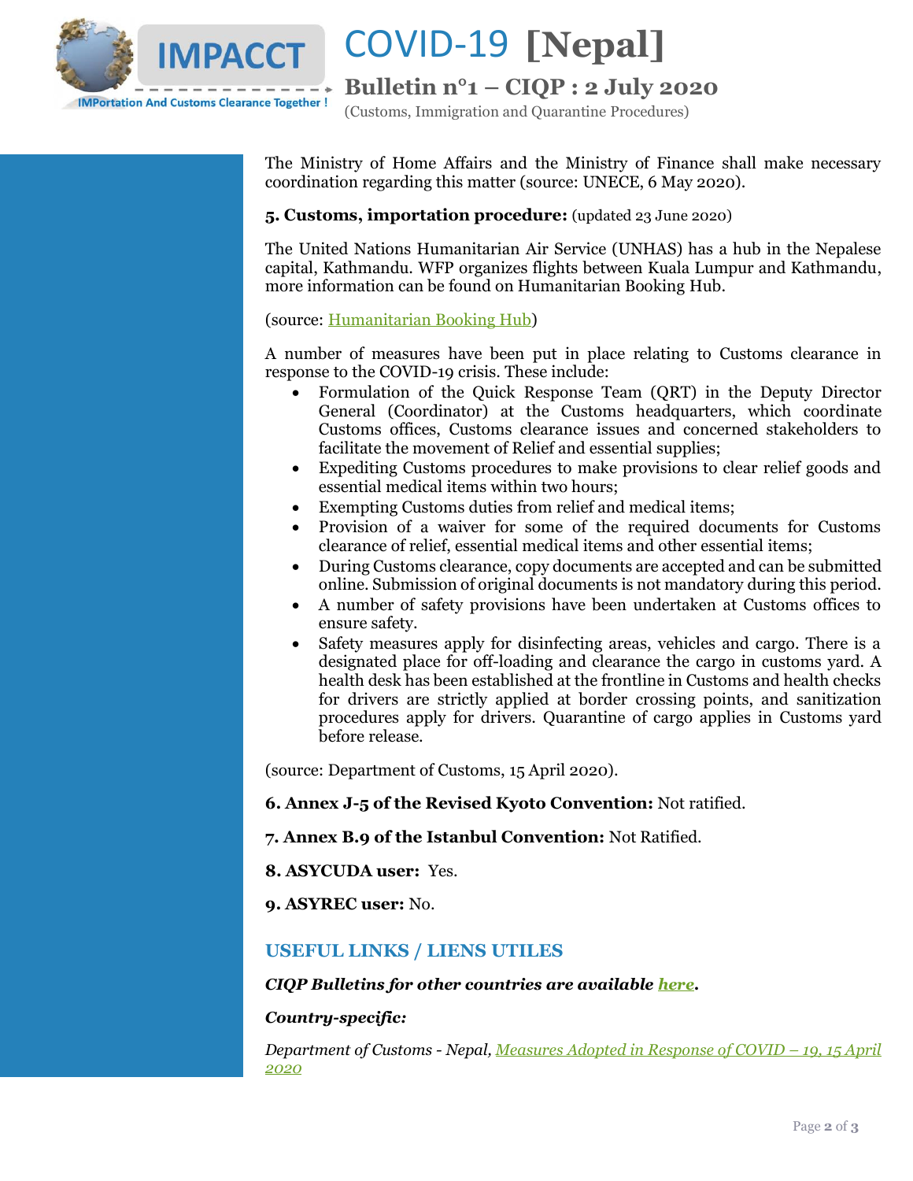The Ministry of Home Affairs and the Ministry of Finance shall make necessary coordination regarding this matter (source: UNECE, 6 May 2020).

**5. Customs, importation procedure:** (updated 23 June 2020)

The United Nations Humanitarian Air Service (UNHAS) has a hub in the Nepalese capital, Kathmandu. WFP organizes flights between Kuala Lumpur and Kathmandu, more information can be found on Humanitarian Booking Hub.

(source: [Humanitarian Booking Hub](#))

A number of measures have been put in place relating to Customs clearance in response to the COVID-19 crisis. These include:

- Formulation of the Quick Response Team (QRT) in the Deputy Director General (Coordinator) at the Customs headquarters, which coordinate Customs offices, Customs clearance issues and concerned stakeholders to facilitate the movement of Relief and essential supplies;
- Expediting Customs procedures to make provisions to clear relief goods and essential medical items within two hours;
- Exempting Customs duties from relief and medical items;
- Provision of a waiver for some of the required documents for Customs clearance of relief, essential medical items and other essential items;
- During Customs clearance, copy documents are accepted and can be submitted online. Submission of original documents is not mandatory during this period.
- A number of safety provisions have been undertaken at Customs offices to ensure safety.
- Safety measures apply for disinfecting areas, vehicles and cargo. There is a designated place for off-loading and clearance the cargo in customs yard. A health desk has been established at the frontline in Customs and health checks for drivers are strictly applied at border crossing points, and sanitization procedures apply for drivers. Quarantine of cargo applies in Customs yard before release.

(source: Department of Customs, 15 April 2020).

**6. Annex J-5 of the Revised Kyoto Convention:** Not ratified.

**7. Annex B.9 of the Istanbul Convention:** Not Ratified.

**8. ASYCUDA user:** Yes.

**9. ASYREC user:** No.

## USEFUL LINKS / LIENS UTILES

***CIQP Bulletins for other countries are available [here](#).***

***Country-specific:***

*Department of Customs - Nepal, [Measures Adopted in Response of COVID – 19, 15 April 2020](#)*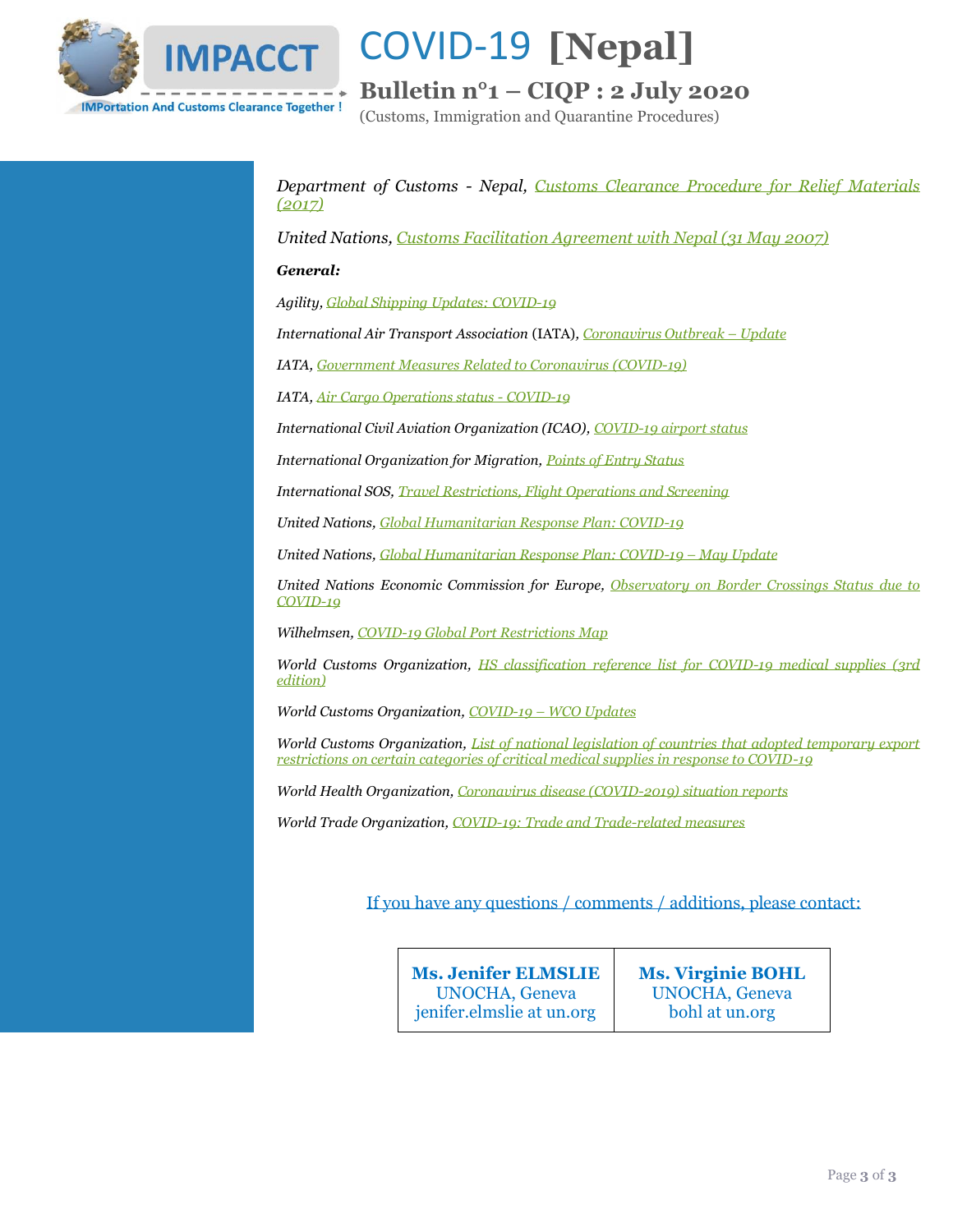*Department of Customs - Nepal, Customs Clearance Procedure for Relief Materials (2017)*

*United Nations, Customs Facilitation Agreement with Nepal (31 May 2007)*

***General:***

*Agility, Global Shipping Updates: COVID-19*

*International Air Transport Association* (IATA)*, Coronavirus Outbreak – Update*

*IATA, Government Measures Related to Coronavirus (COVID-19)*

*IATA, Air Cargo Operations status - COVID-19*

*International Civil Aviation Organization (ICAO), COVID-19 airport status*

*International Organization for Migration, Points of Entry Status*

*International SOS, Travel Restrictions, Flight Operations and Screening*

*United Nations, Global Humanitarian Response Plan: COVID-19*

*United Nations, Global Humanitarian Response Plan: COVID-19 – May Update*

*United Nations Economic Commission for Europe, Observatory on Border Crossings Status due to COVID-19*

*Wilhelmsen, COVID-19 Global Port Restrictions Map*

*World Customs Organization, HS classification reference list for COVID-19 medical supplies (3rd edition)*

*World Customs Organization, COVID-19 – WCO Updates*

*World Customs Organization, List of national legislation of countries that adopted temporary export restrictions on certain categories of critical medical supplies in response to COVID-19*

*World Health Organization, Coronavirus disease (COVID-2019) situation reports*

*World Trade Organization, COVID-19: Trade and Trade-related measures*

If you have any questions / comments / additions, please contact:

| | |
|---|---|
| **Ms. Jenifer ELMSLIE**<br>UNOCHA, Geneva<br>jenifer.elmslie at un.org | **Ms. Virginie BOHL**<br>UNOCHA, Geneva<br>bohl at un.org |